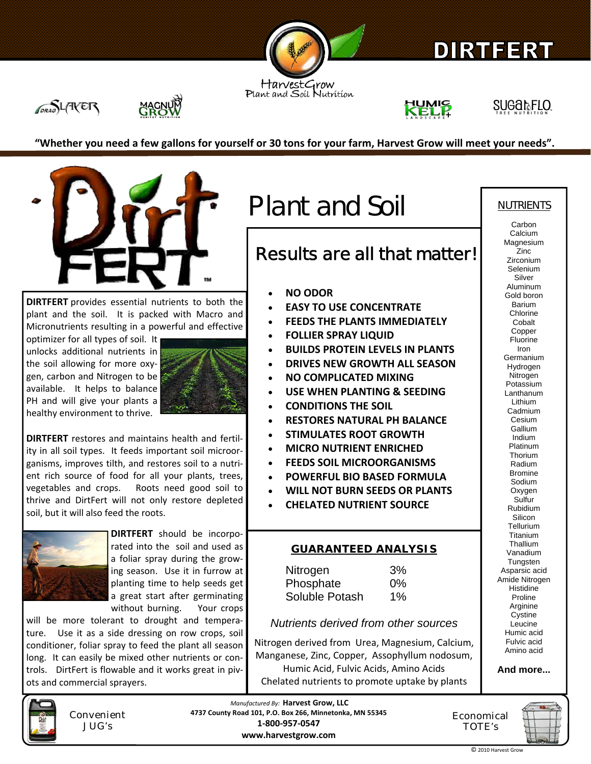# DIRTFERT

HarvestGrow
Plant and Soil Nutrition

SLAYER · MAGNUM GROW · HUMIC KELP+ LANDSCAPE · SUGAR&FLO TREE NUTRITION

**"Whether you need a few gallons for yourself or 30 tons for your farm, Harvest Grow will meet your needs".**

**DIRTFERT** provides essential nutrients to both the plant and the soil. It is packed with Macro and Micronutrients resulting in a powerful and effective optimizer for all types of soil. It unlocks additional nutrients in the soil allowing for more oxygen, carbon and Nitrogen to be available. It helps to balance PH and will give your plants a healthy environment to thrive.

**DIRTFERT** restores and maintains health and fertility in all soil types. It feeds important soil microorganisms, improves tilth, and restores soil to a nutrient rich source of food for all your plants, trees, vegetables and crops. Roots need good soil to thrive and DirtFert will not only restore depleted soil, but it will also feed the roots.

**DIRTFERT** should be incorporated into the soil and used as a foliar spray during the growing season. Use it in furrow at planting time to help seeds get a great start after germinating without burning. Your crops will be more tolerant to drought and temperature. Use it as a side dressing on row crops, soil conditioner, foliar spray to feed the plant all season long. It can easily be mixed other nutrients or controls. DirtFert is flowable and it works great in pivots and commercial sprayers.

# Plant and Soil

## Results are all that matter!

- **NO ODOR**
- **EASY TO USE CONCENTRATE**
- **FEEDS THE PLANTS IMMEDIATELY**
- **FOLLIER SPRAY LIQUID**
- **BUILDS PROTEIN LEVELS IN PLANTS**
- **DRIVES NEW GROWTH ALL SEASON**
- **NO COMPLICATED MIXING**
- **USE WHEN PLANTING & SEEDING**
- **CONDITIONS THE SOIL**
- **RESTORES NATURAL PH BALANCE**
- **STIMULATES ROOT GROWTH**
- **MICRO NUTRIENT ENRICHED**
- **FEEDS SOIL MICROORGANISMS**
- **POWERFUL BIO BASED FORMULA**
- **WILL NOT BURN SEEDS OR PLANTS**
- **CHELATED NUTRIENT SOURCE**

### GUARANTEED ANALYSIS

| Nutrient | % |
|---|---|
| Nitrogen | 3% |
| Phosphate | 0% |
| Soluble Potash | 1% |

*Nutrients derived from other sources*

Nitrogen derived from Urea, Magnesium, Calcium, Manganese, Zinc, Copper, Assophyllum nodosum, Humic Acid, Fulvic Acids, Amino Acids
Chelated nutrients to promote uptake by plants

### NUTRIENTS

Carbon
Calcium
Magnesium
Zinc
Zirconium
Selenium
Silver
Aluminum
Gold boron
Barium
Chlorine
Cobalt
Copper
Fluorine
Iron
Germanium
Hydrogen
Nitrogen
Potassium
Lanthanum
Lithium
Cadmium
Cesium
Gallium
Indium
Platinum
Thorium
Radium
Bromine
Sodium
Oxygen
Sulfur
Rubidium
Silicon
Tellurium
Titanium
Thallium
Vanadium
Tungsten
Asparsic acid
Amide Nitrogen
Histidine
Proline
Arginine
Cystine
Leucine
Humic acid
Fulvic acid
Amino acid

**And more...**

Convenient JUG's

*Manufactured By:* **Harvest Grow, LLC**
**4737 County Road 101, P.O. Box 266, Minnetonka, MN 55345**
**1-800-957-0547**
**www.harvestgrow.com**

Economical TOTE's

© 2010 Harvest Grow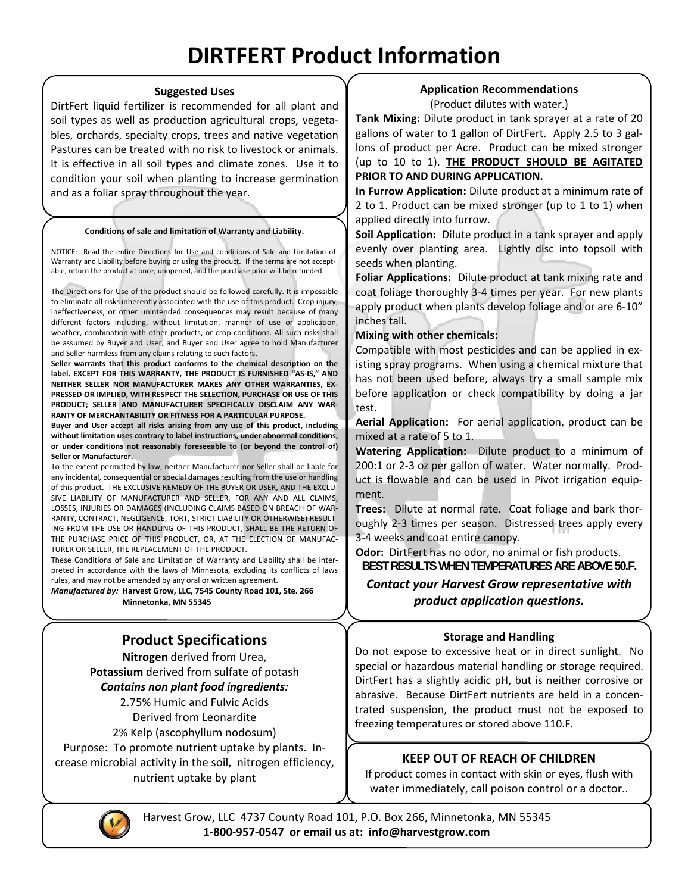# DIRTFERT Product Information

### Suggested Uses

DirtFert liquid fertilizer is recommended for all plant and soil types as well as production agricultural crops, vegetables, orchards, specialty crops, trees and native vegetation Pastures can be treated with no risk to livestock or animals. It is effective in all soil types and climate zones. Use it to condition your soil when planting to increase germination and as a foliar spray throughout the year.

#### Conditions of sale and limitation of Warranty and Liability.

NOTICE: Read the entire Directions for Use and conditions of Sale and Limitation of Warranty and Liability before buying or using the product. If the terms are not acceptable, return the product at once, unopened, and the purchase price will be refunded.

The Directions for Use of the product should be followed carefully. It is impossible to eliminate all risks inherently associated with the use of this product. Crop injury, ineffectiveness, or other unintended consequences may result because of many different factors including, without limitation, manner of use or application, weather, combination with other products, or crop conditions. All such risks shall be assumed by Buyer and User, and Buyer and User agree to hold Manufacturer and Seller harmless from any claims relating to such factors.

**Seller warrants that this product conforms to the chemical description on the label. EXCEPT FOR THIS WARRANTY, THE PRODUCT IS FURNISHED "AS-IS," AND NEITHER SELLER NOR MANUFACTURER MAKES ANY OTHER WARRANTIES, EXPRESSED OR IMPLIED, WITH RESPECT THE SELECTION, PURCHASE OR USE OF THIS PRODUCT; SELLER AND MANUFACTURER SPECIFICALLY DISCLAIM ANY WARRANTY OF MERCHANTABILITY OR FITNESS FOR A PARTICULAR PURPOSE.**

**Buyer and User accept all risks arising from any use of this product, including without limitation uses contrary to label instructions, under abnormal conditions, or under conditions not reasonably foreseeable to (or beyond the control of) Seller or Manufacturer.**

To the extent permitted by law, neither Manufacturer nor Seller shall be liable for any incidental, consequential or special damages resulting from the use or handling of this product. THE EXCLUSIVE REMEDY OF THE BUYER OR USER, AND THE EXCLUSIVE LIABILITY OF MANUFACTURER AND SELLER, FOR ANY AND ALL CLAIMS, LOSSES, INJURIES OR DAMAGES (INCLUDING CLAIMS BASED ON BREACH OF WARRANTY, CONTRACT, NEGLIGENCE, TORT, STRICT LIABILITY OR OTHERWISE) RESULTING FROM THE USE OR HANDLING OF THIS PRODUCT, SHALL BE THE RETURN OF THE PURCHASE PRICE OF THIS PRODUCT, OR, AT THE ELECTION OF MANUFACTURER OR SELLER, THE REPLACEMENT OF THE PRODUCT.

These Conditions of Sale and Limitation of Warranty and Liability shall be interpreted in accordance with the laws of Minnesota, excluding its conflicts of laws rules, and may not be amended by any oral or written agreement.

***Manufactured by:*** **Harvest Grow, LLC, 7545 County Road 101, Ste. 266 Minnetonka, MN 55345**

### Application Recommendations

(Product dilutes with water.)

**Tank Mixing:** Dilute product in tank sprayer at a rate of 20 gallons of water to 1 gallon of DirtFert. Apply 2.5 to 3 gallons of product per Acre. Product can be mixed stronger (up to 10 to 1). **THE PRODUCT SHOULD BE AGITATED PRIOR TO AND DURING APPLICATION.**

**In Furrow Application:** Dilute product at a minimum rate of 2 to 1. Product can be mixed stronger (up to 1 to 1) when applied directly into furrow.

**Soil Application:** Dilute product in a tank sprayer and apply evenly over planting area. Lightly disc into topsoil with seeds when planting.

**Foliar Applications:** Dilute product at tank mixing rate and coat foliage thoroughly 3-4 times per year. For new plants apply product when plants develop foliage and or are 6-10" inches tall.

**Mixing with other chemicals:**

Compatible with most pesticides and can be applied in existing spray programs. When using a chemical mixture that has not been used before, always try a small sample mix before application or check compatibility by doing a jar test.

**Aerial Application:** For aerial application, product can be mixed at a rate of 5 to 1.

**Watering Application:** Dilute product to a minimum of 200:1 or 2-3 oz per gallon of water. Water normally. Product is flowable and can be used in Pivot irrigation equipment.

**Trees:** Dilute at normal rate. Coat foliage and bark thoroughly 2-3 times per season. Distressed trees apply every 3-4 weeks and coat entire canopy.

**Odor:** DirtFert has no odor, no animal or fish products.

**BEST RESULTS WHEN TEMPERATURES ARE ABOVE 50.F.**

***Contact your Harvest Grow representative with product application questions.***

## Product Specifications

**Nitrogen** derived from Urea,

**Potassium** derived from sulfate of potash

***Contains non plant food ingredients:***

2.75% Humic and Fulvic Acids

Derived from Leonardite

2% Kelp (ascophyllum nodosum)

Purpose: To promote nutrient uptake by plants. Increase microbial activity in the soil, nitrogen efficiency, nutrient uptake by plant

### Storage and Handling

Do not expose to excessive heat or in direct sunlight. No special or hazardous material handling or storage required. DirtFert has a slightly acidic pH, but is neither corrosive or abrasive. Because DirtFert nutrients are held in a concentrated suspension, the product must not be exposed to freezing temperatures or stored above 110.F.

### KEEP OUT OF REACH OF CHILDREN

If product comes in contact with skin or eyes, flush with water immediately, call poison control or a doctor..

Harvest Grow, LLC 4737 County Road 101, P.O. Box 266, Minnetonka, MN 55345

**1-800-957-0547 or email us at: info@harvestgrow.com**